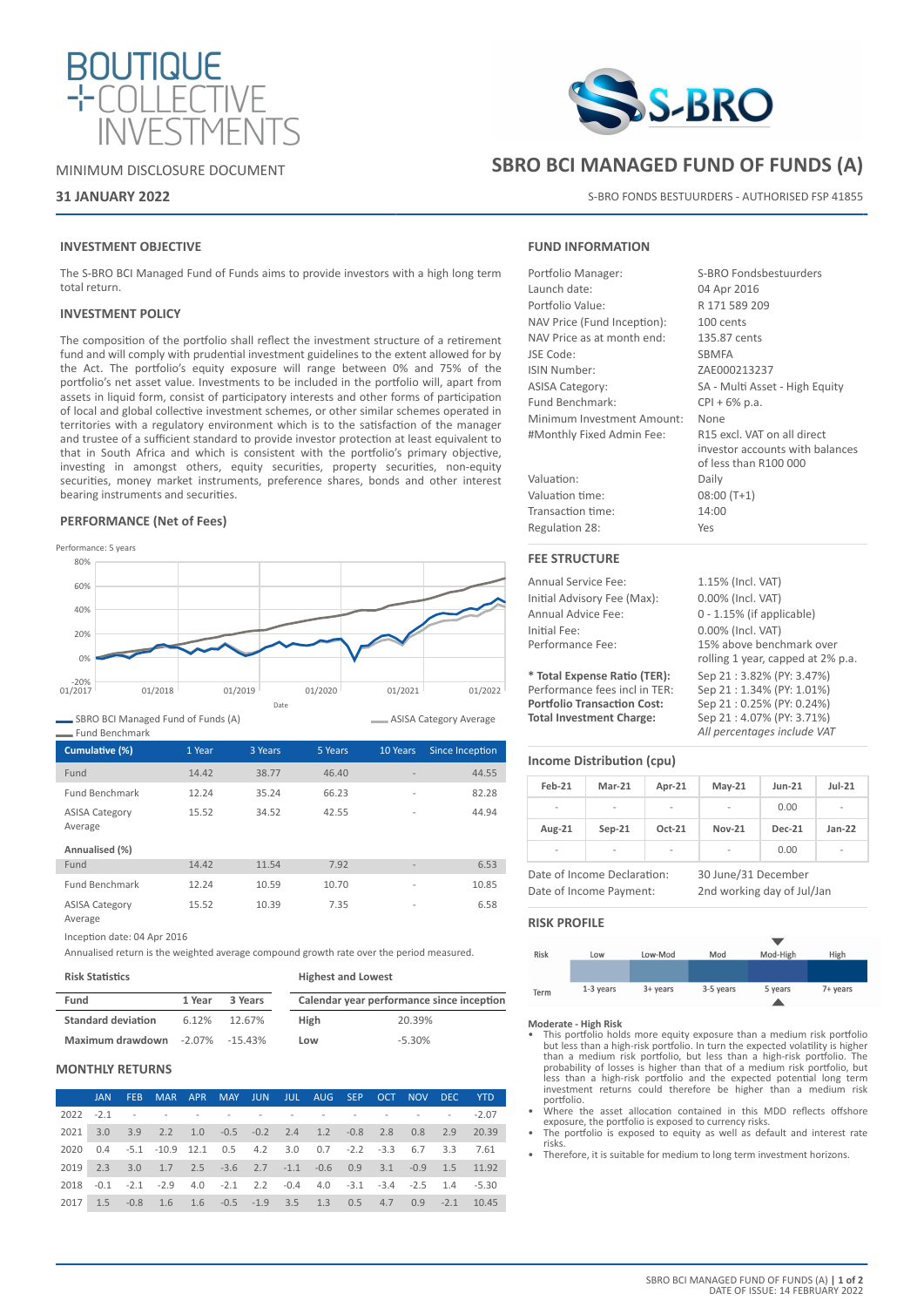BOUTIQUE COLLECTIVE INVESTMENTS

MINIMUM DISCLOSURE DOCUMENT

**31 JANUARY 2022**

# SBRO BCI MANAGED FUND OF FUNDS (A)

S-BRO FONDS BESTUURDERS - AUTHORISED FSP 41855

## INVESTMENT OBJECTIVE

The S-BRO BCI Managed Fund of Funds aims to provide investors with a high long term total return.

## INVESTMENT POLICY

The composition of the portfolio shall reflect the investment structure of a retirement fund and will comply with prudential investment guidelines to the extent allowed for by the Act. The portfolio's equity exposure will range between 0% and 75% of the portfolio's net asset value. Investments to be included in the portfolio will, apart from assets in liquid form, consist of participatory interests and other forms of participation of local and global collective investment schemes, or other similar schemes operated in territories with a regulatory environment which is to the satisfaction of the manager and trustee of a sufficient standard to provide investor protection at least equivalent to that in South Africa and which is consistent with the portfolio's primary objective, investing in amongst others, equity securities, property securities, non-equity securities, money market instruments, preference shares, bonds and other interest bearing instruments and securities.

## PERFORMANCE (Net of Fees)

Performance: 5 years

SBRO BCI Managed Fund of Funds (A) — ASISA Category Average — Fund Benchmark

| Cumulative (%) | 1 Year | 3 Years | 5 Years | 10 Years | Since Inception |
|---|---|---|---|---|---|
| Fund | 14.42 | 38.77 | 46.40 | - | 44.55 |
| Fund Benchmark | 12.24 | 35.24 | 66.23 | - | 82.28 |
| ASISA Category Average | 15.52 | 34.52 | 42.55 | - | 44.94 |
| **Annualised (%)** | | | | | |
| Fund | 14.42 | 11.54 | 7.92 | - | 6.53 |
| Fund Benchmark | 12.24 | 10.59 | 10.70 | - | 10.85 |
| ASISA Category Average | 15.52 | 10.39 | 7.35 | - | 6.58 |

Inception date: 04 Apr 2016

Annualised return is the weighted average compound growth rate over the period measured.

**Risk Statistics**

| Fund | 1 Year | 3 Years |
|---|---|---|
| **Standard deviation** | 6.12% | 12.67% |
| **Maximum drawdown** | -2.07% | -15.43% |

**Highest and Lowest**

| Calendar year performance since inception | |
|---|---|
| **High** | 20.39% |
| **Low** | -5.30% |

## MONTHLY RETURNS

| | JAN | FEB | MAR | APR | MAY | JUN | JUL | AUG | SEP | OCT | NOV | DEC | YTD |
|---|---|---|---|---|---|---|---|---|---|---|---|---|---|
| 2022 | -2.1 | - | - | - | - | - | - | - | - | - | - | - | -2.07 |
| 2021 | 3.0 | 3.9 | 2.2 | 1.0 | -0.5 | -0.2 | 2.4 | 1.2 | -0.8 | 2.8 | 0.8 | 2.9 | 20.39 |
| 2020 | 0.4 | -5.1 | -10.9 | 12.1 | 0.5 | 4.2 | 3.0 | 0.7 | -2.2 | -3.3 | 6.7 | 3.3 | 7.61 |
| 2019 | 2.3 | 3.0 | 1.7 | 2.5 | -3.6 | 2.7 | -1.1 | -0.6 | 0.9 | 3.1 | -0.9 | 1.5 | 11.92 |
| 2018 | -0.1 | -2.1 | -2.9 | 4.0 | -2.1 | 2.2 | -0.4 | 4.0 | -3.1 | -3.4 | -2.5 | 1.4 | -5.30 |
| 2017 | 1.5 | -0.8 | 1.6 | 1.6 | -0.5 | -1.9 | 3.5 | 1.3 | 0.5 | 4.7 | 0.9 | -2.1 | 10.45 |

## FUND INFORMATION

| | |
|---|---|
| Portfolio Manager: | S-BRO Fondsbestuurders |
| Launch date: | 04 Apr 2016 |
| Portfolio Value: | R 171 589 209 |
| NAV Price (Fund Inception): | 100 cents |
| NAV Price as at month end: | 135.87 cents |
| JSE Code: | SBMFA |
| ISIN Number: | ZAE000213237 |
| ASISA Category: | SA - Multi Asset - High Equity |
| Fund Benchmark: | CPI + 6% p.a. |
| Minimum Investment Amount: | None |
| #Monthly Fixed Admin Fee: | R15 excl. VAT on all direct investor accounts with balances of less than R100 000 |
| Valuation: | Daily |
| Valuation time: | 08:00 (T+1) |
| Transaction time: | 14:00 |
| Regulation 28: | Yes |

## FEE STRUCTURE

| | |
|---|---|
| Annual Service Fee: | 1.15% (Incl. VAT) |
| Initial Advisory Fee (Max): | 0.00% (Incl. VAT) |
| Annual Advice Fee: | 0 - 1.15% (if applicable) |
| Initial Fee: | 0.00% (Incl. VAT) |
| Performance Fee: | 15% above benchmark over rolling 1 year, capped at 2% p.a. |
| **\* Total Expense Ratio (TER):** | Sep 21 : 3.82% (PY: 3.47%) |
| Performance fees incl in TER: | Sep 21 : 1.34% (PY: 1.01%) |
| **Portfolio Transaction Cost:** | Sep 21 : 0.25% (PY: 0.24%) |
| **Total Investment Charge:** | Sep 21 : 4.07% (PY: 3.71%) |

*All percentages include VAT*

## Income Distribution (cpu)

| Feb-21 | Mar-21 | Apr-21 | May-21 | Jun-21 | Jul-21 |
|---|---|---|---|---|---|
| - | - | - | - | 0.00 | - |
| **Aug-21** | **Sep-21** | **Oct-21** | **Nov-21** | **Dec-21** | **Jan-22** |
| - | - | - | - | 0.00 | - |

| | |
|---|---|
| Date of Income Declaration: | 30 June/31 December |
| Date of Income Payment: | 2nd working day of Jul/Jan |

## RISK PROFILE

| Risk | Low | Low-Mod | Mod | Mod-High | High |
|---|---|---|---|---|---|
| Term | 1-3 years | 3+ years | 3-5 years | 5 years | 7+ years |

**Moderate - High Risk**

- This portfolio holds more equity exposure than a medium risk portfolio but less than a high-risk portfolio. In turn the expected volatility is higher than a medium risk portfolio, but less than a high-risk portfolio. The probability of losses is higher than that of a medium risk portfolio, but less than a high-risk portfolio and the expected potential long term investment returns could therefore be higher than a medium risk portfolio.
- Where the asset allocation contained in this MDD reflects offshore exposure, the portfolio is exposed to currency risks.
- The portfolio is exposed to equity as well as default and interest rate risks.
- Therefore, it is suitable for medium to long term investment horizons.

DATE OF ISSUE: 14 FEBRUARY 2022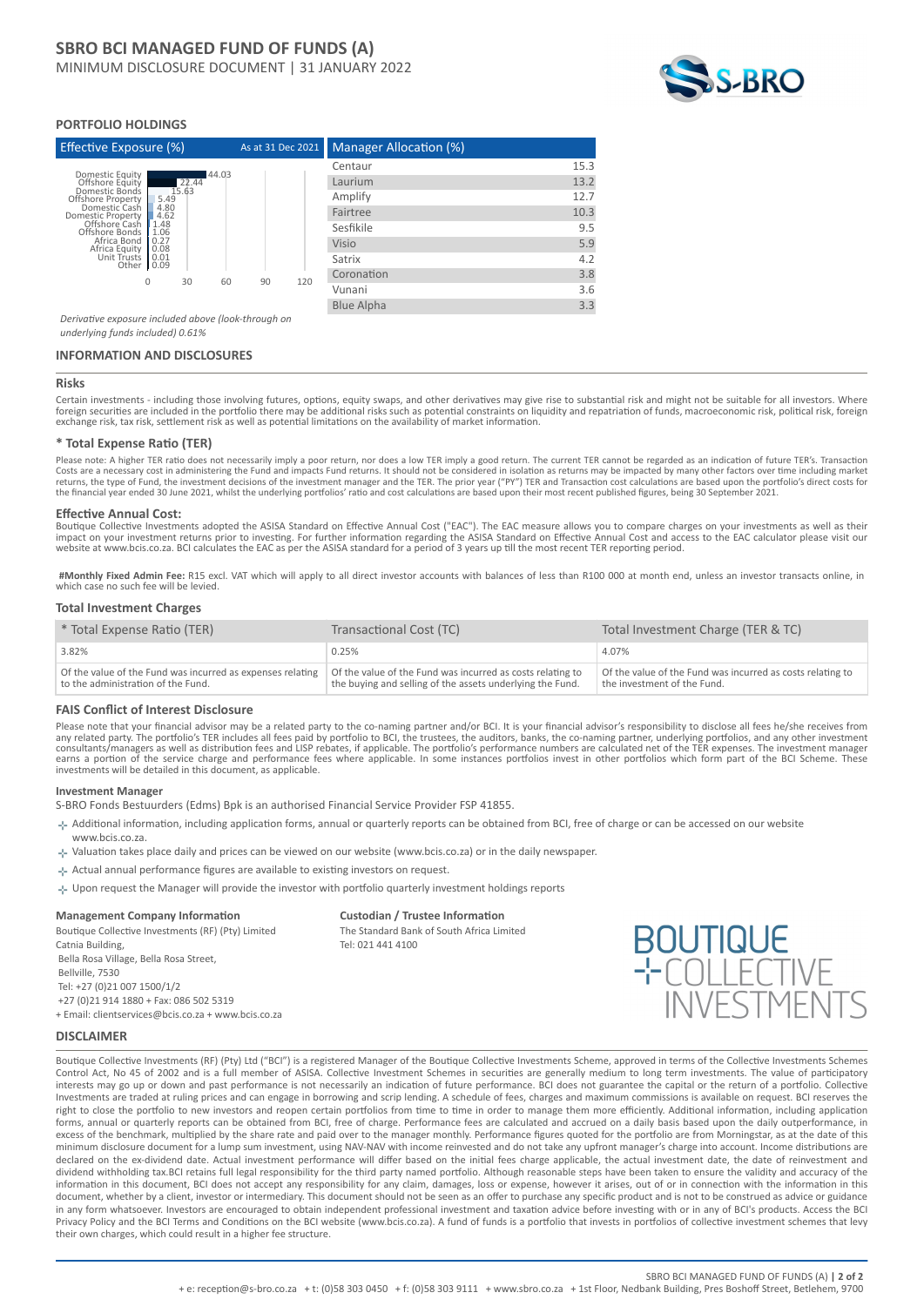# SBRO BCI MANAGED FUND OF FUNDS (A)

MINIMUM DISCLOSURE DOCUMENT | 31 JANUARY 2022

## PORTFOLIO HOLDINGS

Effective Exposure (%) As at 31 Dec 2021

Domestic Equity 44.03
Offshore Equity 22.44
Domestic Bonds 15.63
Offshore Property 5.49
Domestic Cash 4.80
Domestic Property 4.62
Offshore Cash 1.48
Offshore Bonds 1.06
Africa Bond 0.27
Africa Equity 0.08
Unit Trusts 0.01
Other 0.09

0 30 60 90 120

| Manager Allocation (%) | |
|---|---|
| Centaur | 15.3 |
| Laurium | 13.2 |
| Amplify | 12.7 |
| Fairtree | 10.3 |
| Sesfikile | 9.5 |
| Visio | 5.9 |
| Satrix | 4.2 |
| Coronation | 3.8 |
| Vunani | 3.6 |
| Blue Alpha | 3.3 |

*Derivative exposure included above (look-through on underlying funds included) 0.61%*

## INFORMATION AND DISCLOSURES

### Risks

Certain investments - including those involving futures, options, equity swaps, and other derivatives may give rise to substantial risk and might not be suitable for all investors. Where foreign securities are included in the portfolio there may be additional risks such as potential constraints on liquidity and repatriation of funds, macroeconomic risk, political risk, foreign exchange risk, tax risk, settlement risk as well as potential limitations on the availability of market information.

### * Total Expense Ratio (TER)

Please note: A higher TER ratio does not necessarily imply a poor return, nor does a low TER imply a good return. The current TER cannot be regarded as an indication of future TER's. Transaction Costs are a necessary cost in administering the Fund and impacts Fund returns. It should not be considered in isolation as returns may be impacted by many other factors over time including market returns, the type of Fund, the investment decisions of the investment manager and the TER. The prior year ("PY") TER and Transaction cost calculations are based upon the portfolio's direct costs for the financial year ended 30 June 2021, whilst the underlying portfolios' ratio and cost calculations are based upon their most recent published figures, being 30 September 2021.

### Effective Annual Cost:

Boutique Collective Investments adopted the ASISA Standard on Effective Annual Cost ("EAC"). The EAC measure allows you to compare charges on your investments as well as their impact on your investment returns prior to investing. For further information regarding the ASISA Standard on Effective Annual Cost and access to the EAC calculator please visit our website at www.bcis.co.za. BCI calculates the EAC as per the ASISA standard for a period of 3 years up till the most recent TER reporting period.

**#Monthly Fixed Admin Fee:** R15 excl. VAT which will apply to all direct investor accounts with balances of less than R100 000 at month end, unless an investor transacts online, in which case no such fee will be levied.

### Total Investment Charges

| * Total Expense Ratio (TER) | Transactional Cost (TC) | Total Investment Charge (TER & TC) |
|---|---|---|
| 3.82% | 0.25% | 4.07% |
| Of the value of the Fund was incurred as expenses relating to the administration of the Fund. | Of the value of the Fund was incurred as costs relating to the buying and selling of the assets underlying the Fund. | Of the value of the Fund was incurred as costs relating to the investment of the Fund. |

### FAIS Conflict of Interest Disclosure

Please note that your financial advisor may be a related party to the co-naming partner and/or BCI. It is your financial advisor's responsibility to disclose all fees he/she receives from any related party. The portfolio's TER includes all fees paid by portfolio to BCI, the trustees, the auditors, banks, the co-naming partner, underlying portfolios, and any other investment consultants/managers as well as distribution fees and LISP rebates, if applicable. The portfolio's performance numbers are calculated net of the TER expenses. The investment manager earns a portion of the service charge and performance fees where applicable. In some instances portfolios invest in other portfolios which form part of the BCI Scheme. These investments will be detailed in this document, as applicable.

#### Investment Manager

S-BRO Fonds Bestuurders (Edms) Bpk is an authorised Financial Service Provider FSP 41855.

- Additional information, including application forms, annual or quarterly reports can be obtained from BCI, free of charge or can be accessed on our website www.bcis.co.za.
- Valuation takes place daily and prices can be viewed on our website (www.bcis.co.za) or in the daily newspaper.
- Actual annual performance figures are available to existing investors on request.
- Upon request the Manager will provide the investor with portfolio quarterly investment holdings reports

#### Management Company Information

Boutique Collective Investments (RF) (Pty) Limited
Catnia Building,
Bella Rosa Village, Bella Rosa Street,
Bellville, 7530
Tel: +27 (0)21 007 1500/1/2
+27 (0)21 914 1880 + Fax: 086 502 5319
+ Email: clientservices@bcis.co.za + www.bcis.co.za

#### Custodian / Trustee Information

The Standard Bank of South Africa Limited
Tel: 021 441 4100

BOUTIQUE COLLECTIVE INVESTMENTS

## DISCLAIMER

Boutique Collective Investments (RF) (Pty) Ltd ("BCI") is a registered Manager of the Boutique Collective Investments Scheme, approved in terms of the Collective Investments Schemes Control Act, No 45 of 2002 and is a full member of ASISA. Collective Investment Schemes in securities are generally medium to long term investments. The value of participatory interests may go up or down and past performance is not necessarily an indication of future performance. BCI does not guarantee the capital or the return of a portfolio. Collective Investments are traded at ruling prices and can engage in borrowing and scrip lending. A schedule of fees, charges and maximum commissions is available on request. BCI reserves the right to close the portfolio to new investors and reopen certain portfolios from time to time in order to manage them more efficiently. Additional information, including application forms, annual or quarterly reports can be obtained from BCI, free of charge. Performance fees are calculated and accrued on a daily basis based upon the daily outperformance, in excess of the benchmark, multiplied by the share rate and paid over to the manager monthly. Performance figures quoted for the portfolio are from Morningstar, as at the date of this minimum disclosure document for a lump sum investment, using NAV-NAV with income reinvested and do not take any upfront manager's charge into account. Income distributions are declared on the ex-dividend date. Actual investment performance will differ based on the initial fees charge applicable, the actual investment date, the date of reinvestment and dividend withholding tax.BCI retains full legal responsibility for the third party named portfolio. Although reasonable steps have been taken to ensure the validity and accuracy of the information in this document, BCI does not accept any responsibility for any claim, damages, loss or expense, however it arises, out of or in connection with the information in this document, whether by a client, investor or intermediary. This document should not be seen as an offer to purchase any specific product and is not to be construed as advice or guidance in any form whatsoever. Investors are encouraged to obtain independent professional investment and taxation advice before investing with or in any of BCI's products. Access the BCI Privacy Policy and the BCI Terms and Conditions on the BCI website (www.bcis.co.za). A fund of funds is a portfolio that invests in portfolios of collective investment schemes that levy their own charges, which could result in a higher fee structure.

+ e: reception@s-bro.co.za + t: (0)58 303 0450 + f: (0)58 303 9111 + www.sbro.co.za + 1st Floor, Nedbank Building, Pres Boshoff Street, Betlehem, 9700